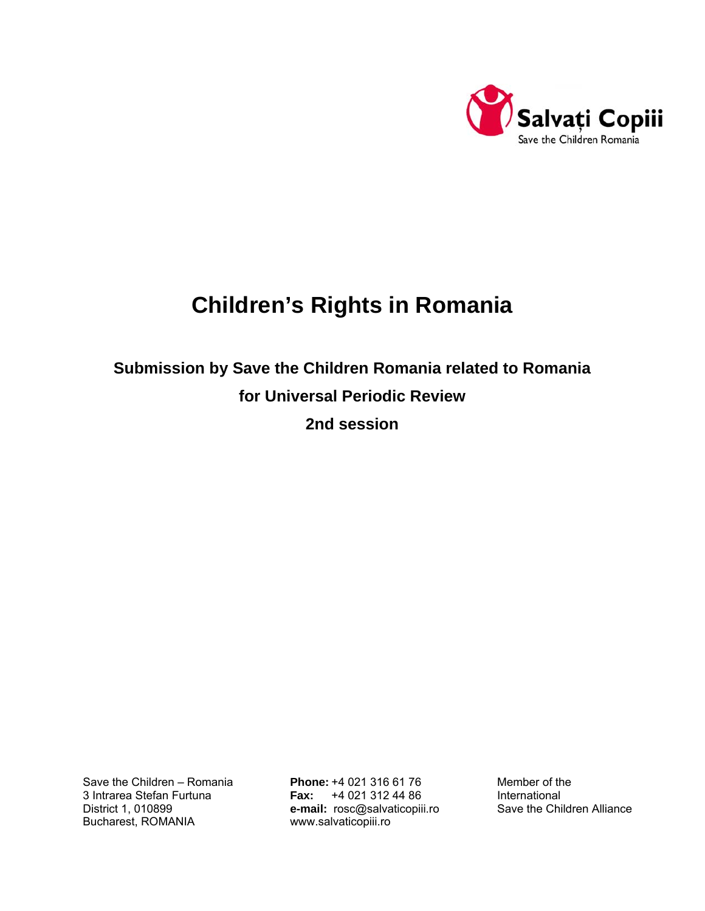Salvați Copiii
Save the Children Romania

# Children's Rights in Romania

## Submission by Save the Children Romania related to Romania

## for Universal Periodic Review

## 2nd session

Save the Children – Romania
3 Intrarea Stefan Furtuna
District 1, 010899
Bucharest, ROMANIA

**Phone:** +4 021 316 61 76
**Fax:** +4 021 312 44 86
**e-mail:** rosc@salvaticopiii.ro
www.salvaticopiii.ro

Member of the
International
Save the Children Alliance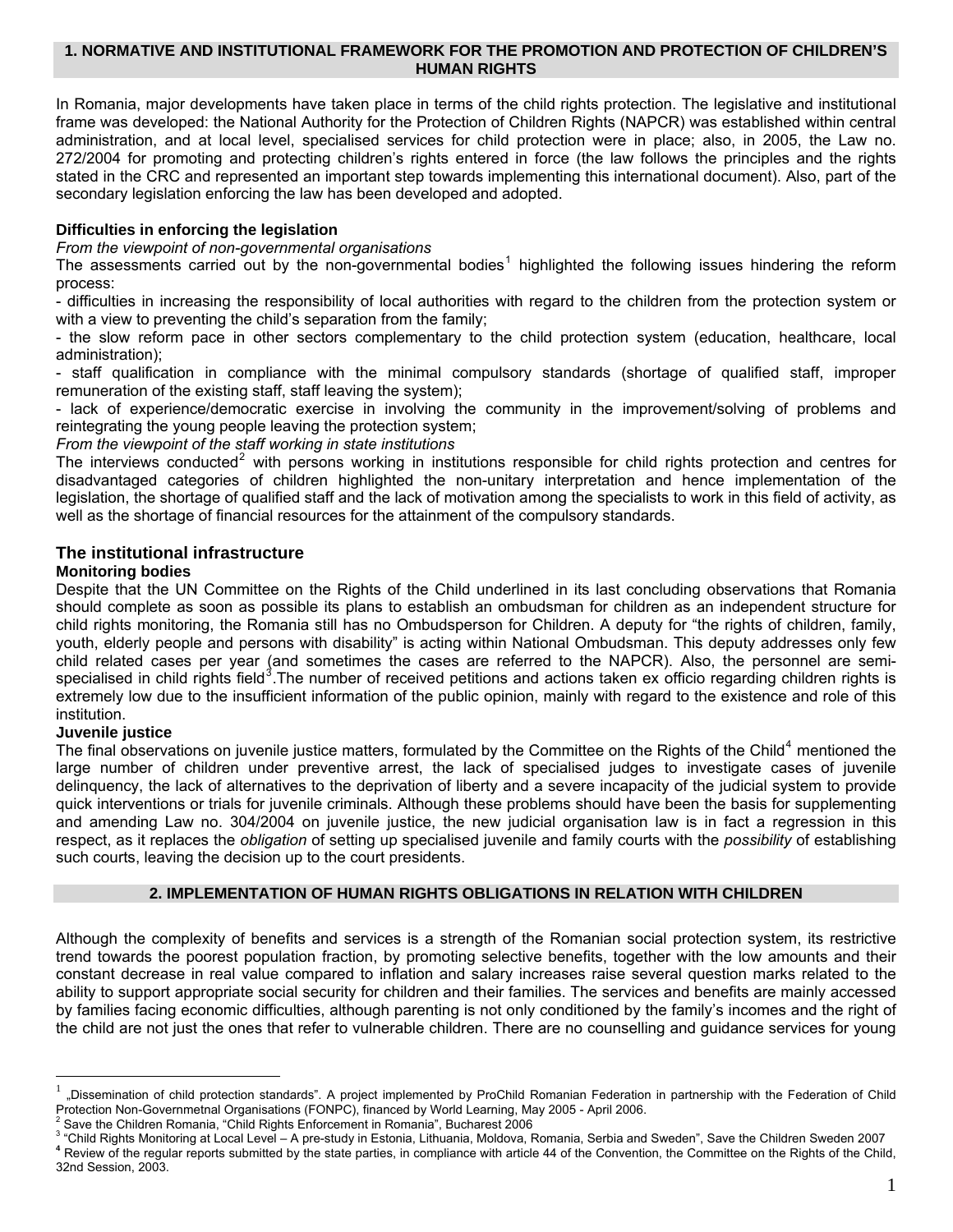## 1. NORMATIVE AND INSTITUTIONAL FRAMEWORK FOR THE PROMOTION AND PROTECTION OF CHILDREN'S HUMAN RIGHTS

In Romania, major developments have taken place in terms of the child rights protection. The legislative and institutional frame was developed: the National Authority for the Protection of Children Rights (NAPCR) was established within central administration, and at local level, specialised services for child protection were in place; also, in 2005, the Law no. 272/2004 for promoting and protecting children's rights entered in force (the law follows the principles and the rights stated in the CRC and represented an important step towards implementing this international document). Also, part of the secondary legislation enforcing the law has been developed and adopted.

### Difficulties in enforcing the legislation

*From the viewpoint of non-governmental organisations*

The assessments carried out by the non-governmental bodies[1] highlighted the following issues hindering the reform process:

- difficulties in increasing the responsibility of local authorities with regard to the children from the protection system or with a view to preventing the child's separation from the family;
- the slow reform pace in other sectors complementary to the child protection system (education, healthcare, local administration);
- staff qualification in compliance with the minimal compulsory standards (shortage of qualified staff, improper remuneration of the existing staff, staff leaving the system);
- lack of experience/democratic exercise in involving the community in the improvement/solving of problems and reintegrating the young people leaving the protection system;

*From the viewpoint of the staff working in state institutions*

The interviews conducted[2] with persons working in institutions responsible for child rights protection and centres for disadvantaged categories of children highlighted the non-unitary interpretation and hence implementation of the legislation, the shortage of qualified staff and the lack of motivation among the specialists to work in this field of activity, as well as the shortage of financial resources for the attainment of the compulsory standards.

### The institutional infrastructure

#### Monitoring bodies

Despite that the UN Committee on the Rights of the Child underlined in its last concluding observations that Romania should complete as soon as possible its plans to establish an ombudsman for children as an independent structure for child rights monitoring, the Romania still has no Ombudsperson for Children. A deputy for "the rights of children, family, youth, elderly people and persons with disability" is acting within National Ombudsman. This deputy addresses only few child related cases per year (and sometimes the cases are referred to the NAPCR). Also, the personnel are semi-specialised in child rights field[3].The number of received petitions and actions taken ex officio regarding children rights is extremely low due to the insufficient information of the public opinion, mainly with regard to the existence and role of this institution.

#### Juvenile justice

The final observations on juvenile justice matters, formulated by the Committee on the Rights of the Child[4] mentioned the large number of children under preventive arrest, the lack of specialised judges to investigate cases of juvenile delinquency, the lack of alternatives to the deprivation of liberty and a severe incapacity of the judicial system to provide quick interventions or trials for juvenile criminals. Although these problems should have been the basis for supplementing and amending Law no. 304/2004 on juvenile justice, the new judicial organisation law is in fact a regression in this respect, as it replaces the *obligation* of setting up specialised juvenile and family courts with the *possibility* of establishing such courts, leaving the decision up to the court presidents.

## 2. IMPLEMENTATION OF HUMAN RIGHTS OBLIGATIONS IN RELATION WITH CHILDREN

Although the complexity of benefits and services is a strength of the Romanian social protection system, its restrictive trend towards the poorest population fraction, by promoting selective benefits, together with the low amounts and their constant decrease in real value compared to inflation and salary increases raise several question marks related to the ability to support appropriate social security for children and their families. The services and benefits are mainly accessed by families facing economic difficulties, although parenting is not only conditioned by the family's incomes and the right of the child are not just the ones that refer to vulnerable children. There are no counselling and guidance services for young

---

[1] „Dissemination of child protection standards". A project implemented by ProChild Romanian Federation in partnership with the Federation of Child Protection Non-Governmetnal Organisations (FONPC), financed by World Learning, May 2005 - April 2006.

[2] Save the Children Romania, "Child Rights Enforcement in Romania", Bucharest 2006

[3] "Child Rights Monitoring at Local Level – A pre-study in Estonia, Lithuania, Moldova, Romania, Serbia and Sweden", Save the Children Sweden 2007

[4] Review of the regular reports submitted by the state parties, in compliance with article 44 of the Convention, the Committee on the Rights of the Child, 32nd Session, 2003.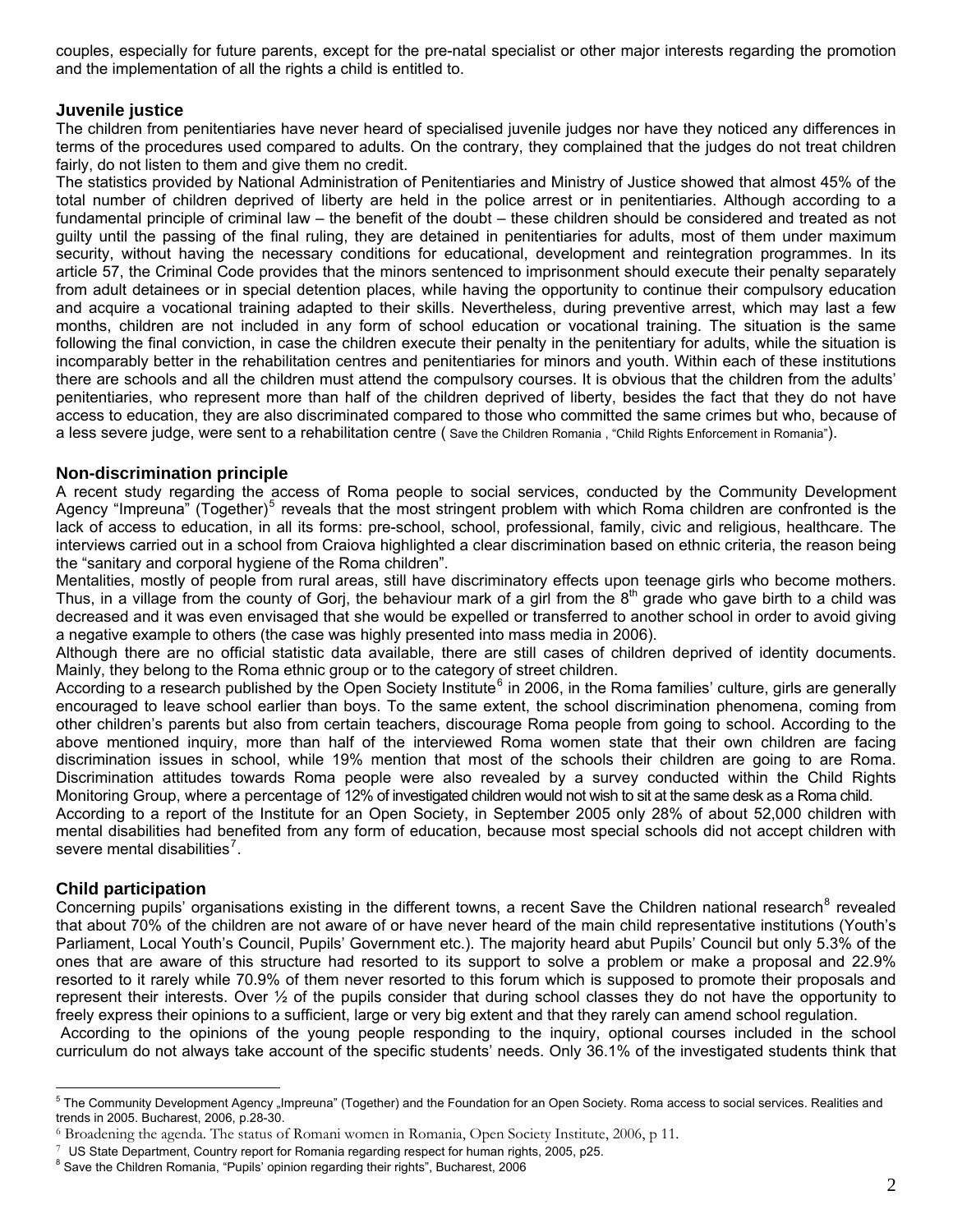couples, especially for future parents, except for the pre-natal specialist or other major interests regarding the promotion and the implementation of all the rights a child is entitled to.

## Juvenile justice

The children from penitentiaries have never heard of specialised juvenile judges nor have they noticed any differences in terms of the procedures used compared to adults. On the contrary, they complained that the judges do not treat children fairly, do not listen to them and give them no credit.

The statistics provided by National Administration of Penitentiaries and Ministry of Justice showed that almost 45% of the total number of children deprived of liberty are held in the police arrest or in penitentiaries. Although according to a fundamental principle of criminal law – the benefit of the doubt – these children should be considered and treated as not guilty until the passing of the final ruling, they are detained in penitentiaries for adults, most of them under maximum security, without having the necessary conditions for educational, development and reintegration programmes. In its article 57, the Criminal Code provides that the minors sentenced to imprisonment should execute their penalty separately from adult detainees or in special detention places, while having the opportunity to continue their compulsory education and acquire a vocational training adapted to their skills. Nevertheless, during preventive arrest, which may last a few months, children are not included in any form of school education or vocational training. The situation is the same following the final conviction, in case the children execute their penalty in the penitentiary for adults, while the situation is incomparably better in the rehabilitation centres and penitentiaries for minors and youth. Within each of these institutions there are schools and all the children must attend the compulsory courses. It is obvious that the children from the adults' penitentiaries, who represent more than half of the children deprived of liberty, besides the fact that they do not have access to education, they are also discriminated compared to those who committed the same crimes but who, because of a less severe judge, were sent to a rehabilitation centre ( Save the Children Romania , "Child Rights Enforcement in Romania").

## Non-discrimination principle

A recent study regarding the access of Roma people to social services, conducted by the Community Development Agency "Impreuna" (Together)[5] reveals that the most stringent problem with which Roma children are confronted is the lack of access to education, in all its forms: pre-school, school, professional, family, civic and religious, healthcare. The interviews carried out in a school from Craiova highlighted a clear discrimination based on ethnic criteria, the reason being the "sanitary and corporal hygiene of the Roma children".

Mentalities, mostly of people from rural areas, still have discriminatory effects upon teenage girls who become mothers. Thus, in a village from the county of Gorj, the behaviour mark of a girl from the 8th grade who gave birth to a child was decreased and it was even envisaged that she would be expelled or transferred to another school in order to avoid giving a negative example to others (the case was highly presented into mass media in 2006).

Although there are no official statistic data available, there are still cases of children deprived of identity documents. Mainly, they belong to the Roma ethnic group or to the category of street children.

According to a research published by the Open Society Institute[6] in 2006, in the Roma families' culture, girls are generally encouraged to leave school earlier than boys. To the same extent, the school discrimination phenomena, coming from other children's parents but also from certain teachers, discourage Roma people from going to school. According to the above mentioned inquiry, more than half of the interviewed Roma women state that their own children are facing discrimination issues in school, while 19% mention that most of the schools their children are going to are Roma. Discrimination attitudes towards Roma people were also revealed by a survey conducted within the Child Rights Monitoring Group, where a percentage of 12% of investigated children would not wish to sit at the same desk as a Roma child.

According to a report of the Institute for an Open Society, in September 2005 only 28% of about 52,000 children with mental disabilities had benefited from any form of education, because most special schools did not accept children with severe mental disabilities[7].

## Child participation

Concerning pupils' organisations existing in the different towns, a recent Save the Children national research[8] revealed that about 70% of the children are not aware of or have never heard of the main child representative institutions (Youth's Parliament, Local Youth's Council, Pupils' Government etc.). The majority heard abut Pupils' Council but only 5.3% of the ones that are aware of this structure had resorted to its support to solve a problem or make a proposal and 22.9% resorted to it rarely while 70.9% of them never resorted to this forum which is supposed to promote their proposals and represent their interests. Over ½ of the pupils consider that during school classes they do not have the opportunity to freely express their opinions to a sufficient, large or very big extent and that they rarely can amend school regulation.

According to the opinions of the young people responding to the inquiry, optional courses included in the school curriculum do not always take account of the specific students' needs. Only 36.1% of the investigated students think that

---

[5] The Community Development Agency „Impreuna" (Together) and the Foundation for an Open Society. Roma access to social services. Realities and trends in 2005. Bucharest, 2006, p.28-30.

[6] Broadening the agenda. The status of Romani women in Romania, Open Society Institute, 2006, p 11.

[7] US State Department, Country report for Romania regarding respect for human rights, 2005, p25.

[8] Save the Children Romania, "Pupils' opinion regarding their rights", Bucharest, 2006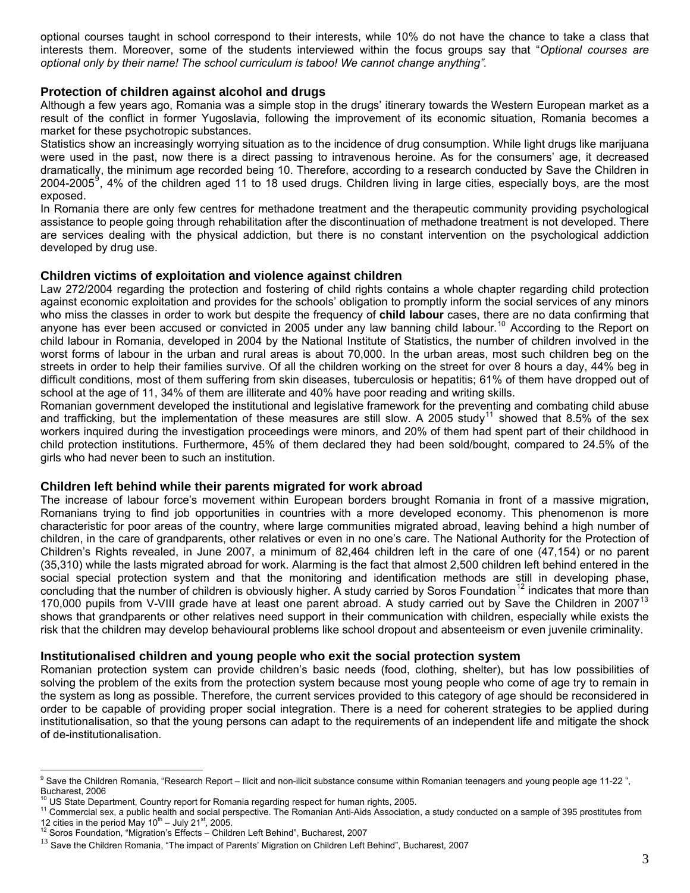optional courses taught in school correspond to their interests, while 10% do not have the chance to take a class that interests them. Moreover, some of the students interviewed within the focus groups say that "*Optional courses are optional only by their name! The school curriculum is taboo! We cannot change anything"*.

### Protection of children against alcohol and drugs

Although a few years ago, Romania was a simple stop in the drugs' itinerary towards the Western European market as a result of the conflict in former Yugoslavia, following the improvement of its economic situation, Romania becomes a market for these psychotropic substances.

Statistics show an increasingly worrying situation as to the incidence of drug consumption. While light drugs like marijuana were used in the past, now there is a direct passing to intravenous heroine. As for the consumers' age, it decreased dramatically, the minimum age recorded being 10. Therefore, according to a research conducted by Save the Children in 2004-2005[9], 4% of the children aged 11 to 18 used drugs. Children living in large cities, especially boys, are the most exposed.

In Romania there are only few centres for methadone treatment and the therapeutic community providing psychological assistance to people going through rehabilitation after the discontinuation of methadone treatment is not developed. There are services dealing with the physical addiction, but there is no constant intervention on the psychological addiction developed by drug use.

### Children victims of exploitation and violence against children

Law 272/2004 regarding the protection and fostering of child rights contains a whole chapter regarding child protection against economic exploitation and provides for the schools' obligation to promptly inform the social services of any minors who miss the classes in order to work but despite the frequency of **child labour** cases, there are no data confirming that anyone has ever been accused or convicted in 2005 under any law banning child labour.[10] According to the Report on child labour in Romania, developed in 2004 by the National Institute of Statistics, the number of children involved in the worst forms of labour in the urban and rural areas is about 70,000. In the urban areas, most such children beg on the streets in order to help their families survive. Of all the children working on the street for over 8 hours a day, 44% beg in difficult conditions, most of them suffering from skin diseases, tuberculosis or hepatitis; 61% of them have dropped out of school at the age of 11, 34% of them are illiterate and 40% have poor reading and writing skills.

Romanian government developed the institutional and legislative framework for the preventing and combating child abuse and trafficking, but the implementation of these measures are still slow. A 2005 study[11] showed that 8.5% of the sex workers inquired during the investigation proceedings were minors, and 20% of them had spent part of their childhood in child protection institutions. Furthermore, 45% of them declared they had been sold/bought, compared to 24.5% of the girls who had never been to such an institution.

### Children left behind while their parents migrated for work abroad

The increase of labour force's movement within European borders brought Romania in front of a massive migration, Romanians trying to find job opportunities in countries with a more developed economy. This phenomenon is more characteristic for poor areas of the country, where large communities migrated abroad, leaving behind a high number of children, in the care of grandparents, other relatives or even in no one's care. The National Authority for the Protection of Children's Rights revealed, in June 2007, a minimum of 82,464 children left in the care of one (47,154) or no parent (35,310) while the lasts migrated abroad for work. Alarming is the fact that almost 2,500 children left behind entered in the social special protection system and that the monitoring and identification methods are still in developing phase, concluding that the number of children is obviously higher. A study carried by Soros Foundation[12] indicates that more than 170,000 pupils from V-VIII grade have at least one parent abroad. A study carried out by Save the Children in 2007[13] shows that grandparents or other relatives need support in their communication with children, especially while exists the risk that the children may develop behavioural problems like school dropout and absenteeism or even juvenile criminality.

### Institutionalised children and young people who exit the social protection system

Romanian protection system can provide children's basic needs (food, clothing, shelter), but has low possibilities of solving the problem of the exits from the protection system because most young people who come of age try to remain in the system as long as possible. Therefore, the current services provided to this category of age should be reconsidered in order to be capable of providing proper social integration. There is a need for coherent strategies to be applied during institutionalisation, so that the young persons can adapt to the requirements of an independent life and mitigate the shock of de-institutionalisation.

---

[9] Save the Children Romania, "Research Report – Ilicit and non-ilicit substance consume within Romanian teenagers and young people age 11-22 ", Bucharest, 2006

[10] US State Department, Country report for Romania regarding respect for human rights, 2005.

[11] Commercial sex, a public health and social perspective. The Romanian Anti-Aids Association, a study conducted on a sample of 395 prostitutes from 12 cities in the period May 10th – July 21st, 2005.

[12] Soros Foundation, "Migration's Effects – Children Left Behind", Bucharest, 2007

[13] Save the Children Romania, "The impact of Parents' Migration on Children Left Behind", Bucharest, 2007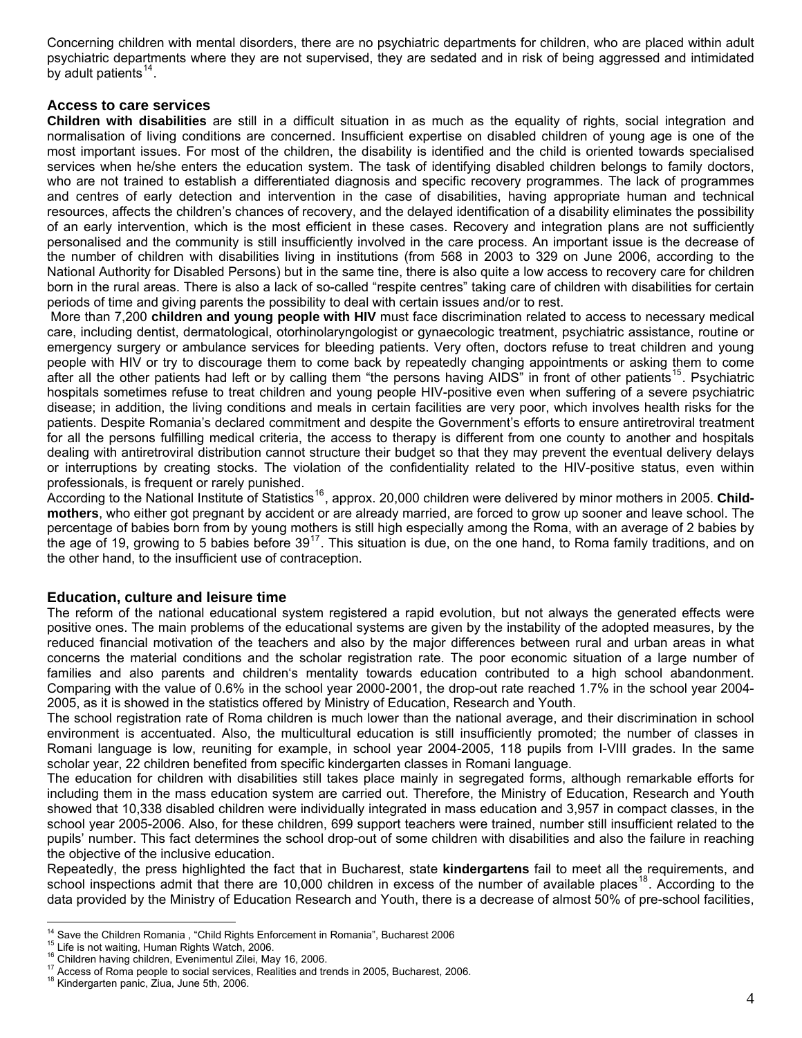Concerning children with mental disorders, there are no psychiatric departments for children, who are placed within adult psychiatric departments where they are not supervised, they are sedated and in risk of being aggressed and intimidated by adult patients[14].

## Access to care services

**Children with disabilities** are still in a difficult situation in as much as the equality of rights, social integration and normalisation of living conditions are concerned. Insufficient expertise on disabled children of young age is one of the most important issues. For most of the children, the disability is identified and the child is oriented towards specialised services when he/she enters the education system. The task of identifying disabled children belongs to family doctors, who are not trained to establish a differentiated diagnosis and specific recovery programmes. The lack of programmes and centres of early detection and intervention in the case of disabilities, having appropriate human and technical resources, affects the children's chances of recovery, and the delayed identification of a disability eliminates the possibility of an early intervention, which is the most efficient in these cases. Recovery and integration plans are not sufficiently personalised and the community is still insufficiently involved in the care process. An important issue is the decrease of the number of children with disabilities living in institutions (from 568 in 2003 to 329 on June 2006, according to the National Authority for Disabled Persons) but in the same tine, there is also quite a low access to recovery care for children born in the rural areas. There is also a lack of so-called "respite centres" taking care of children with disabilities for certain periods of time and giving parents the possibility to deal with certain issues and/or to rest.

More than 7,200 **children and young people with HIV** must face discrimination related to access to necessary medical care, including dentist, dermatological, otorhinolaryngologist or gynaecologic treatment, psychiatric assistance, routine or emergency surgery or ambulance services for bleeding patients. Very often, doctors refuse to treat children and young people with HIV or try to discourage them to come back by repeatedly changing appointments or asking them to come after all the other patients had left or by calling them "the persons having AIDS" in front of other patients[15]. Psychiatric hospitals sometimes refuse to treat children and young people HIV-positive even when suffering of a severe psychiatric disease; in addition, the living conditions and meals in certain facilities are very poor, which involves health risks for the patients. Despite Romania's declared commitment and despite the Government's efforts to ensure antiretroviral treatment for all the persons fulfilling medical criteria, the access to therapy is different from one county to another and hospitals dealing with antiretroviral distribution cannot structure their budget so that they may prevent the eventual delivery delays or interruptions by creating stocks. The violation of the confidentiality related to the HIV-positive status, even within professionals, is frequent or rarely punished.

According to the National Institute of Statistics[16], approx. 20,000 children were delivered by minor mothers in 2005. **Child-mothers**, who either got pregnant by accident or are already married, are forced to grow up sooner and leave school. The percentage of babies born from by young mothers is still high especially among the Roma, with an average of 2 babies by the age of 19, growing to 5 babies before 39[17]. This situation is due, on the one hand, to Roma family traditions, and on the other hand, to the insufficient use of contraception.

## Education, culture and leisure time

The reform of the national educational system registered a rapid evolution, but not always the generated effects were positive ones. The main problems of the educational systems are given by the instability of the adopted measures, by the reduced financial motivation of the teachers and also by the major differences between rural and urban areas in what concerns the material conditions and the scholar registration rate. The poor economic situation of a large number of families and also parents and children's mentality towards education contributed to a high school abandonment. Comparing with the value of 0.6% in the school year 2000-2001, the drop-out rate reached 1.7% in the school year 2004-2005, as it is showed in the statistics offered by Ministry of Education, Research and Youth.

The school registration rate of Roma children is much lower than the national average, and their discrimination in school environment is accentuated. Also, the multicultural education is still insufficiently promoted; the number of classes in Romani language is low, reuniting for example, in school year 2004-2005, 118 pupils from I-VIII grades. In the same scholar year, 22 children benefited from specific kindergarten classes in Romani language.

The education for children with disabilities still takes place mainly in segregated forms, although remarkable efforts for including them in the mass education system are carried out. Therefore, the Ministry of Education, Research and Youth showed that 10,338 disabled children were individually integrated in mass education and 3,957 in compact classes, in the school year 2005-2006. Also, for these children, 699 support teachers were trained, number still insufficient related to the pupils' number. This fact determines the school drop-out of some children with disabilities and also the failure in reaching the objective of the inclusive education.

Repeatedly, the press highlighted the fact that in Bucharest, state **kindergartens** fail to meet all the requirements, and school inspections admit that there are 10,000 children in excess of the number of available places[18]. According to the data provided by the Ministry of Education Research and Youth, there is a decrease of almost 50% of pre-school facilities,

---

[14] Save the Children Romania , "Child Rights Enforcement in Romania", Bucharest 2006
[15] Life is not waiting, Human Rights Watch, 2006.
[16] Children having children, Evenimentul Zilei, May 16, 2006.
[17] Access of Roma people to social services, Realities and trends in 2005, Bucharest, 2006.
[18] Kindergarten panic, Ziua, June 5th, 2006.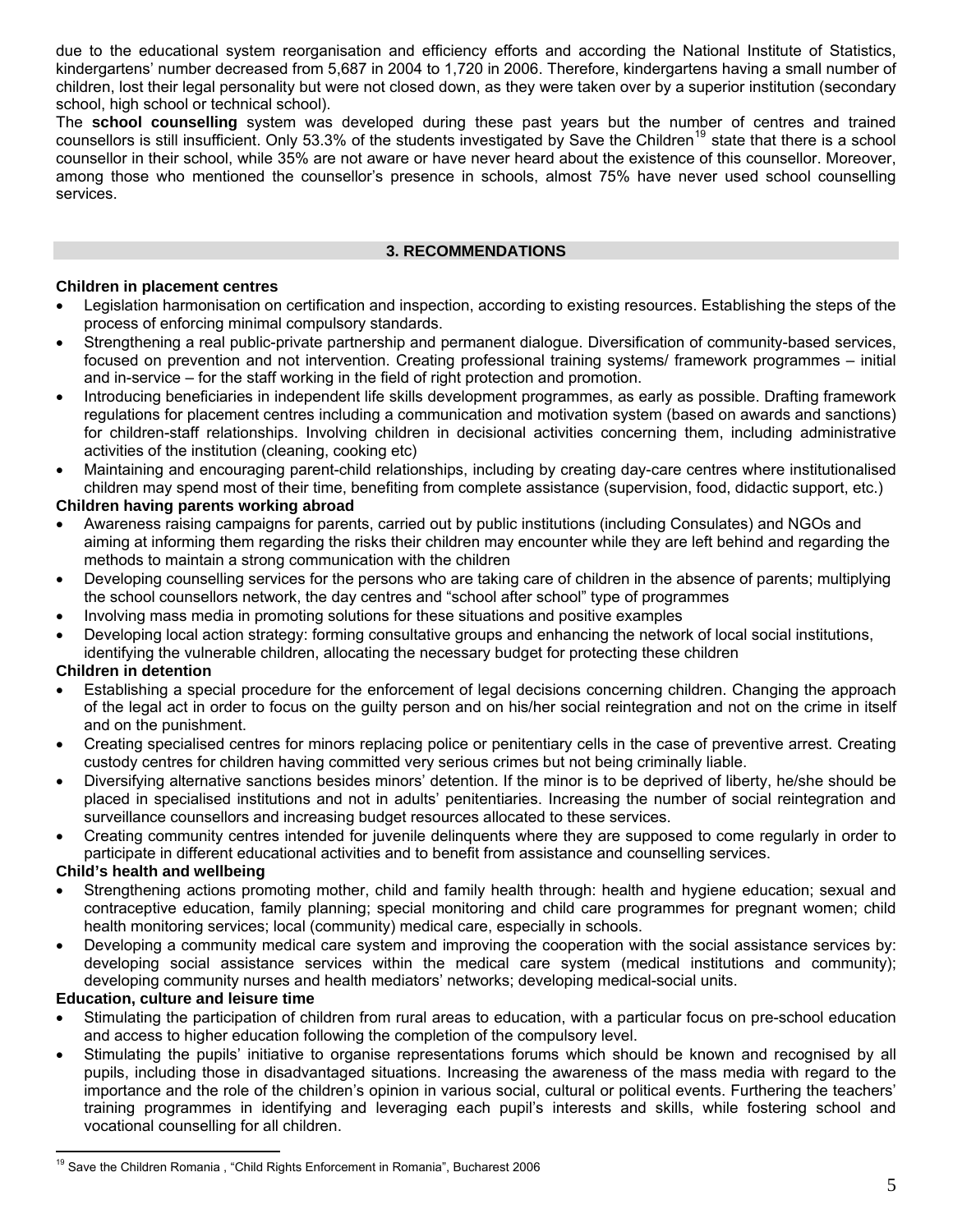due to the educational system reorganisation and efficiency efforts and according the National Institute of Statistics, kindergartens' number decreased from 5,687 in 2004 to 1,720 in 2006. Therefore, kindergartens having a small number of children, lost their legal personality but were not closed down, as they were taken over by a superior institution (secondary school, high school or technical school).

The **school counselling** system was developed during these past years but the number of centres and trained counsellors is still insufficient. Only 53.3% of the students investigated by Save the Children[19] state that there is a school counsellor in their school, while 35% are not aware or have never heard about the existence of this counsellor. Moreover, among those who mentioned the counsellor's presence in schools, almost 75% have never used school counselling services.

## 3. RECOMMENDATIONS

**Children in placement centres**

- Legislation harmonisation on certification and inspection, according to existing resources. Establishing the steps of the process of enforcing minimal compulsory standards.
- Strengthening a real public-private partnership and permanent dialogue. Diversification of community-based services, focused on prevention and not intervention. Creating professional training systems/ framework programmes – initial and in-service – for the staff working in the field of right protection and promotion.
- Introducing beneficiaries in independent life skills development programmes, as early as possible. Drafting framework regulations for placement centres including a communication and motivation system (based on awards and sanctions) for children-staff relationships. Involving children in decisional activities concerning them, including administrative activities of the institution (cleaning, cooking etc)
- Maintaining and encouraging parent-child relationships, including by creating day-care centres where institutionalised children may spend most of their time, benefiting from complete assistance (supervision, food, didactic support, etc.)

**Children having parents working abroad**

- Awareness raising campaigns for parents, carried out by public institutions (including Consulates) and NGOs and aiming at informing them regarding the risks their children may encounter while they are left behind and regarding the methods to maintain a strong communication with the children
- Developing counselling services for the persons who are taking care of children in the absence of parents; multiplying the school counsellors network, the day centres and "school after school" type of programmes
- Involving mass media in promoting solutions for these situations and positive examples
- Developing local action strategy: forming consultative groups and enhancing the network of local social institutions, identifying the vulnerable children, allocating the necessary budget for protecting these children

**Children in detention**

- Establishing a special procedure for the enforcement of legal decisions concerning children. Changing the approach of the legal act in order to focus on the guilty person and on his/her social reintegration and not on the crime in itself and on the punishment.
- Creating specialised centres for minors replacing police or penitentiary cells in the case of preventive arrest. Creating custody centres for children having committed very serious crimes but not being criminally liable.
- Diversifying alternative sanctions besides minors' detention. If the minor is to be deprived of liberty, he/she should be placed in specialised institutions and not in adults' penitentiaries. Increasing the number of social reintegration and surveillance counsellors and increasing budget resources allocated to these services.
- Creating community centres intended for juvenile delinquents where they are supposed to come regularly in order to participate in different educational activities and to benefit from assistance and counselling services.

**Child's health and wellbeing**

- Strengthening actions promoting mother, child and family health through: health and hygiene education; sexual and contraceptive education, family planning; special monitoring and child care programmes for pregnant women; child health monitoring services; local (community) medical care, especially in schools.
- Developing a community medical care system and improving the cooperation with the social assistance services by: developing social assistance services within the medical care system (medical institutions and community); developing community nurses and health mediators' networks; developing medical-social units.

**Education, culture and leisure time**

- Stimulating the participation of children from rural areas to education, with a particular focus on pre-school education and access to higher education following the completion of the compulsory level.
- Stimulating the pupils' initiative to organise representations forums which should be known and recognised by all pupils, including those in disadvantaged situations. Increasing the awareness of the mass media with regard to the importance and the role of the children's opinion in various social, cultural or political events. Furthering the teachers' training programmes in identifying and leveraging each pupil's interests and skills, while fostering school and vocational counselling for all children.

---

[19] Save the Children Romania , "Child Rights Enforcement in Romania", Bucharest 2006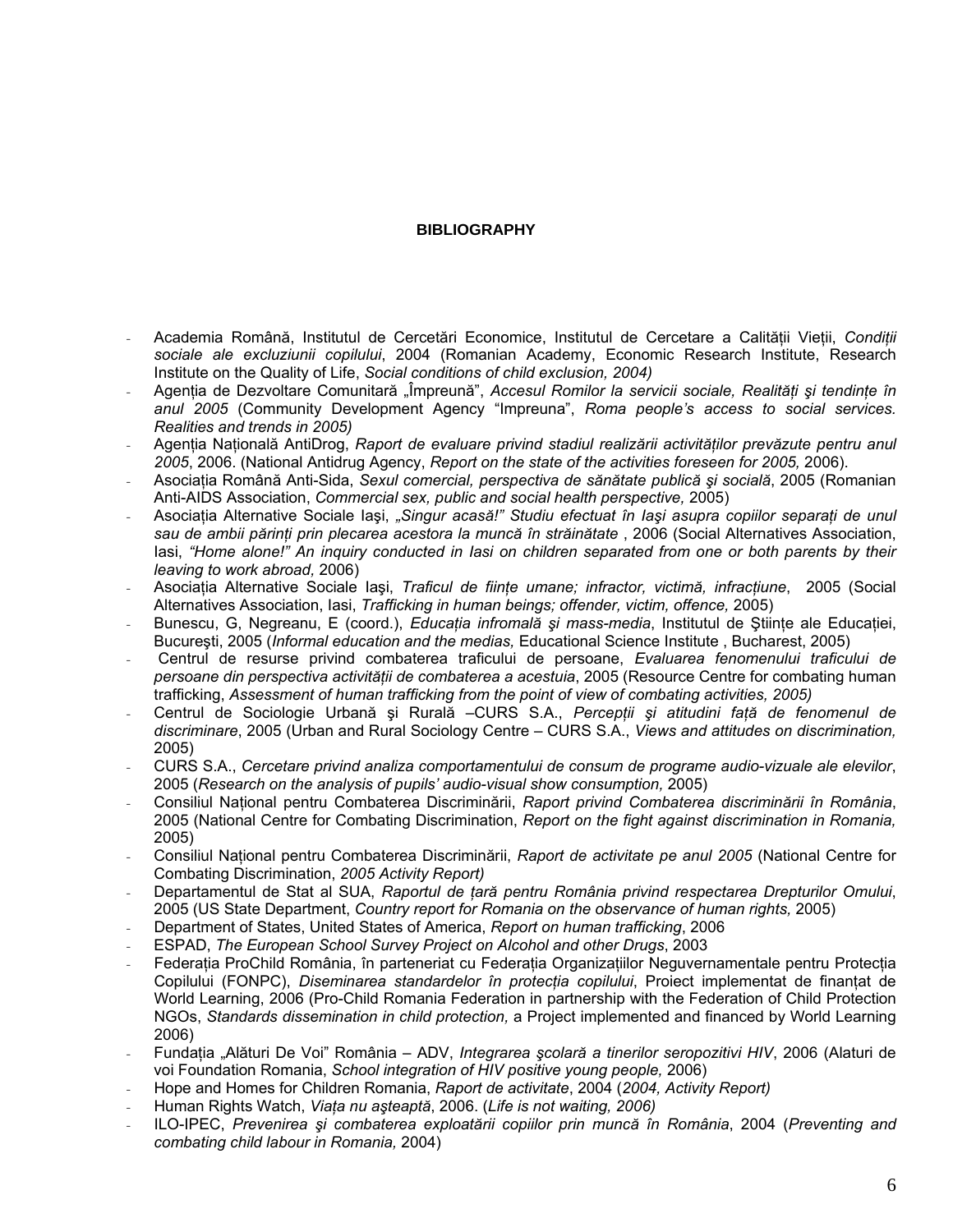**BIBLIOGRAPHY**

- Academia Română, Institutul de Cercetări Economice, Institutul de Cercetare a Calității Vieții, *Condiții sociale ale excluziunii copilului*, 2004 (Romanian Academy, Economic Research Institute, Research Institute on the Quality of Life, *Social conditions of child exclusion, 2004)*
- Agenția de Dezvoltare Comunitară „Împreună", *Accesul Romilor la servicii sociale, Realități şi tendințe în anul 2005* (Community Development Agency "Impreuna", *Roma people's access to social services. Realities and trends in 2005)*
- Agenția Națională AntiDrog, *Raport de evaluare privind stadiul realizării activităților prevăzute pentru anul 2005*, 2006. (National Antidrug Agency, *Report on the state of the activities foreseen for 2005,* 2006).
- Asociația Română Anti-Sida, *Sexul comercial, perspectiva de sănătate publică şi socială*, 2005 (Romanian Anti-AIDS Association, *Commercial sex, public and social health perspective,* 2005)
- Asociația Alternative Sociale Iaşi, *„Singur acasă!" Studiu efectuat în Iaşi asupra copiilor separați de unul sau de ambii părinți prin plecarea acestora la muncă în străinătate* , 2006 (Social Alternatives Association, Iasi, *"Home alone!" An inquiry conducted in Iasi on children separated from one or both parents by their leaving to work abroad,* 2006)
- Asociația Alternative Sociale Iaşi, *Traficul de ființe umane; infractor, victimă, infracțiune*, 2005 (Social Alternatives Association, Iasi, *Trafficking in human beings; offender, victim, offence,* 2005)
- Bunescu, G, Negreanu, E (coord.), *Educația infromală şi mass-media*, Institutul de Ştiințe ale Educației, Bucureşti, 2005 (*Informal education and the medias,* Educational Science Institute , Bucharest, 2005)
- Centrul de resurse privind combaterea traficului de persoane, *Evaluarea fenomenului traficului de persoane din perspectiva activității de combaterea a acestuia*, 2005 (Resource Centre for combating human trafficking, *Assessment of human trafficking from the point of view of combating activities, 2005)*
- Centrul de Sociologie Urbană şi Rurală –CURS S.A., *Percepții şi atitudini față de fenomenul de discriminare*, 2005 (Urban and Rural Sociology Centre – CURS S.A., *Views and attitudes on discrimination,* 2005)
- CURS S.A., *Cercetare privind analiza comportamentului de consum de programe audio-vizuale ale elevilor*, 2005 (*Research on the analysis of pupils' audio-visual show consumption,* 2005)
- Consiliul Național pentru Combaterea Discriminării, *Raport privind Combaterea discriminării în România*, 2005 (National Centre for Combating Discrimination, *Report on the fight against discrimination in Romania,* 2005)
- Consiliul Național pentru Combaterea Discriminării, *Raport de activitate pe anul 2005* (National Centre for Combating Discrimination, *2005 Activity Report)*
- Departamentul de Stat al SUA, *Raportul de țară pentru România privind respectarea Drepturilor Omului*, 2005 (US State Department, *Country report for Romania on the observance of human rights,* 2005)
- Department of States, United States of America, *Report on human trafficking*, 2006
- ESPAD, *The European School Survey Project on Alcohol and other Drugs*, 2003
- Federația ProChild România, în parteneriat cu Federația Organizațiilor Neguvernamentale pentru Protecția Copilului (FONPC), *Diseminarea standardelor în protecția copilului*, Proiect implementat de finanțat de World Learning, 2006 (Pro-Child Romania Federation in partnership with the Federation of Child Protection NGOs, *Standards dissemination in child protection,* a Project implemented and financed by World Learning 2006)
- Fundația „Alături De Voi" România – ADV, *Integrarea şcolară a tinerilor seropozitivi HIV*, 2006 (Alaturi de voi Foundation Romania, *School integration of HIV positive young people,* 2006)
- Hope and Homes for Children Romania, *Raport de activitate*, 2004 (*2004, Activity Report)*
- Human Rights Watch, *Viața nu aşteaptă*, 2006. (*Life is not waiting, 2006)*
- ILO-IPEC, *Prevenirea şi combaterea exploatării copiilor prin muncă în România*, 2004 (*Preventing and combating child labour in Romania,* 2004)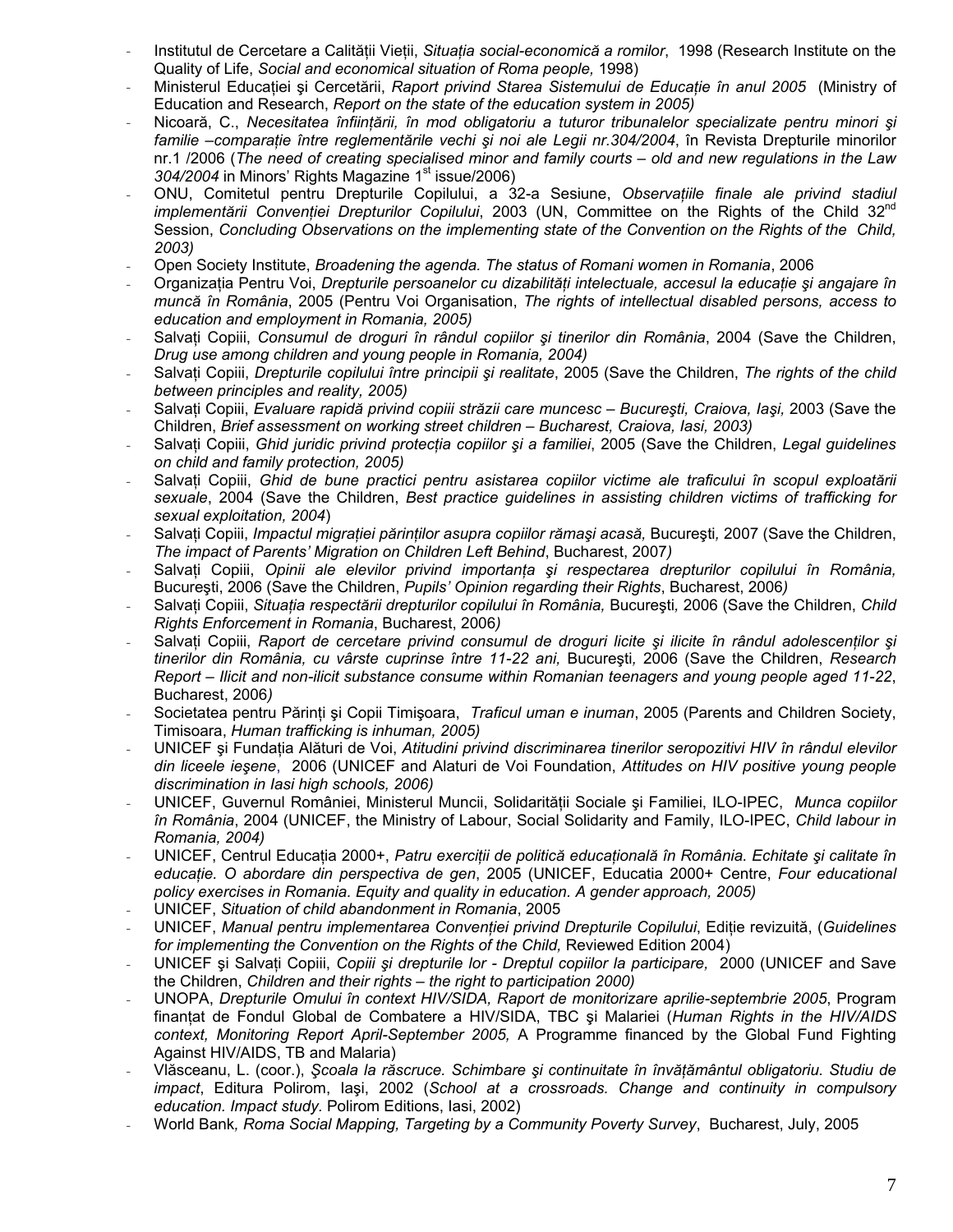- Institutul de Cercetare a Calității Vieții, *Situația social-economică a romilor*, 1998 (Research Institute on the Quality of Life, *Social and economical situation of Roma people,* 1998)
- Ministerul Educației şi Cercetării, *Raport privind Starea Sistemului de Educație în anul 2005* (Ministry of Education and Research, *Report on the state of the education system in 2005)*
- Nicoară, C., *Necesitatea înființării, în mod obligatoriu a tuturor tribunalelor specializate pentru minori şi familie –comparație între reglementările vechi şi noi ale Legii nr.304/2004*, în Revista Drepturile minorilor nr.1 /2006 (*The need of creating specialised minor and family courts – old and new regulations in the Law 304/2004* in Minors' Rights Magazine 1st issue/2006)
- ONU, Comitetul pentru Drepturile Copilului, a 32-a Sesiune, *Observațiile finale ale privind stadiul implementării Convenției Drepturilor Copilului*, 2003 (UN, Committee on the Rights of the Child 32nd Session, *Concluding Observations on the implementing state of the Convention on the Rights of the Child, 2003)*
- Open Society Institute, *Broadening the agenda. The status of Romani women in Romania*, 2006
- Organizația Pentru Voi, *Drepturile persoanelor cu dizabilități intelectuale, accesul la educație şi angajare în muncă în România*, 2005 (Pentru Voi Organisation, *The rights of intellectual disabled persons, access to education and employment in Romania, 2005)*
- Salvați Copiii, *Consumul de droguri în rândul copiilor şi tinerilor din România*, 2004 (Save the Children, *Drug use among children and young people in Romania, 2004)*
- Salvați Copiii, *Drepturile copilului între principii şi realitate*, 2005 (Save the Children, *The rights of the child between principles and reality, 2005)*
- Salvați Copiii, *Evaluare rapidă privind copiii străzii care muncesc – Bucureşti, Craiova, Iaşi,* 2003 (Save the Children, *Brief assessment on working street children – Bucharest, Craiova, Iasi, 2003)*
- Salvați Copiii, *Ghid juridic privind protecția copiilor şi a familiei*, 2005 (Save the Children, *Legal guidelines on child and family protection, 2005)*
- Salvați Copiii, *Ghid de bune practici pentru asistarea copiilor victime ale traficului în scopul exploatării sexuale*, 2004 (Save the Children, *Best practice guidelines in assisting children victims of trafficking for sexual exploitation, 2004*)
- Salvați Copiii, *Impactul migrației părinților asupra copiilor rămaşi acasă,* Bucureşti*,* 2007 (Save the Children, *The impact of Parents' Migration on Children Left Behind*, Bucharest, 2007*)*
- Salvați Copiii, *Opinii ale elevilor privind importanța şi respectarea drepturilor copilului în România,* Bucureşti, 2006 (Save the Children, *Pupils' Opinion regarding their Rights*, Bucharest, 2006*)*
- Salvați Copiii, *Situația respectării drepturilor copilului în România,* Bucureşti*,* 2006 (Save the Children, *Child Rights Enforcement in Romania*, Bucharest, 2006*)*
- Salvați Copiii, *Raport de cercetare privind consumul de droguri licite şi ilicite în rândul adolescenților şi tinerilor din România, cu vârste cuprinse între 11-22 ani,* Bucureşti*,* 2006 (Save the Children, *Research Report – Ilicit and non-ilicit substance consume within Romanian teenagers and young people aged 11-22*, Bucharest, 2006*)*
- Societatea pentru Părinți şi Copii Timişoara, *Traficul uman e inuman*, 2005 (Parents and Children Society, Timisoara, *Human trafficking is inhuman, 2005)*
- UNICEF şi Fundația Alături de Voi, *Atitudini privind discriminarea tinerilor seropozitivi HIV în rândul elevilor din liceele ieşene*, 2006 (UNICEF and Alaturi de Voi Foundation, *Attitudes on HIV positive young people discrimination in Iasi high schools, 2006)*
- UNICEF, Guvernul României, Ministerul Muncii, Solidarității Sociale şi Familiei, ILO-IPEC, *Munca copiilor în România*, 2004 (UNICEF, the Ministry of Labour, Social Solidarity and Family, ILO-IPEC, *Child labour in Romania, 2004)*
- UNICEF, Centrul Educația 2000+, *Patru exerciții de politică educațională în România. Echitate şi calitate în educație. O abordare din perspectiva de gen*, 2005 (UNICEF, Educatia 2000+ Centre, *Four educational policy exercises in Romania. Equity and quality in education. A gender approach, 2005)*
- UNICEF, *Situation of child abandonment in Romania*, 2005
- UNICEF, *Manual pentru implementarea Convenției privind Drepturile Copilului*, Ediție revizuită, (*Guidelines for implementing the Convention on the Rights of the Child,* Reviewed Edition 2004)
- UNICEF şi Salvați Copiii, *Copiii şi drepturile lor - Dreptul copiilor la participare,* 2000 (UNICEF and Save the Children, *Children and their rights – the right to participation 2000)*
- UNOPA, *Drepturile Omului în context HIV/SIDA, Raport de monitorizare aprilie-septembrie 2005*, Program finanțat de Fondul Global de Combatere a HIV/SIDA, TBC şi Malariei (*Human Rights in the HIV/AIDS context, Monitoring Report April-September 2005,* A Programme financed by the Global Fund Fighting Against HIV/AIDS, TB and Malaria)
- Vlăsceanu, L. (coor.), *Şcoala la răscruce. Schimbare şi continuitate în învățământul obligatoriu. Studiu de impact*, Editura Polirom, Iaşi, 2002 (*School at a crossroads. Change and continuity in compulsory education. Impact study.* Polirom Editions, Iasi, 2002)
- World Bank*, Roma Social Mapping, Targeting by a Community Poverty Survey*, Bucharest, July, 2005